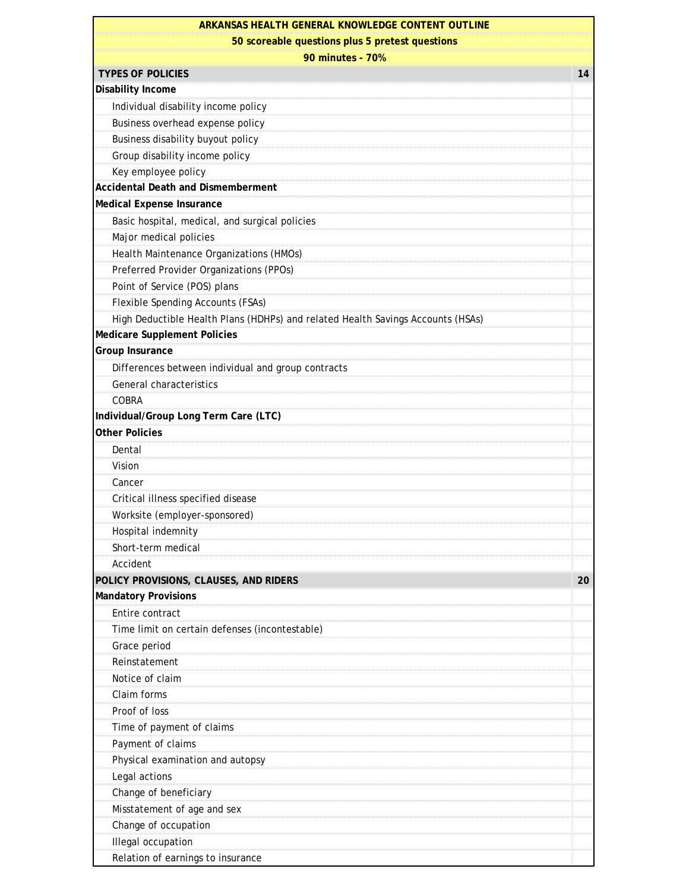| ARKANSAS HEALTH GENERAL KNOWLEDGE CONTENT OUTLINE | |
|---|---|
| 50 scoreable questions plus 5 pretest questions | |
| 90 minutes - 70% | |
| **TYPES OF POLICIES** | **14** |
| **Disability Income** | |
| Individual disability income policy | |
| Business overhead expense policy | |
| Business disability buyout policy | |
| Group disability income policy | |
| Key employee policy | |
| **Accidental Death and Dismemberment** | |
| **Medical Expense Insurance** | |
| Basic hospital, medical, and surgical policies | |
| Major medical policies | |
| Health Maintenance Organizations (HMOs) | |
| Preferred Provider Organizations (PPOs) | |
| Point of Service (POS) plans | |
| Flexible Spending Accounts (FSAs) | |
| High Deductible Health Plans (HDHPs) and related Health Savings Accounts (HSAs) | |
| **Medicare Supplement Policies** | |
| **Group Insurance** | |
| Differences between individual and group contracts | |
| General characteristics | |
| COBRA | |
| **Individual/Group Long Term Care (LTC)** | |
| **Other Policies** | |
| Dental | |
| Vision | |
| Cancer | |
| Critical illness specified disease | |
| Worksite (employer-sponsored) | |
| Hospital indemnity | |
| Short-term medical | |
| Accident | |
| **POLICY PROVISIONS, CLAUSES, AND RIDERS** | **20** |
| **Mandatory Provisions** | |
| Entire contract | |
| Time limit on certain defenses (incontestable) | |
| Grace period | |
| Reinstatement | |
| Notice of claim | |
| Claim forms | |
| Proof of loss | |
| Time of payment of claims | |
| Payment of claims | |
| Physical examination and autopsy | |
| Legal actions | |
| Change of beneficiary | |
| Misstatement of age and sex | |
| Change of occupation | |
| Illegal occupation | |
| Relation of earnings to insurance | |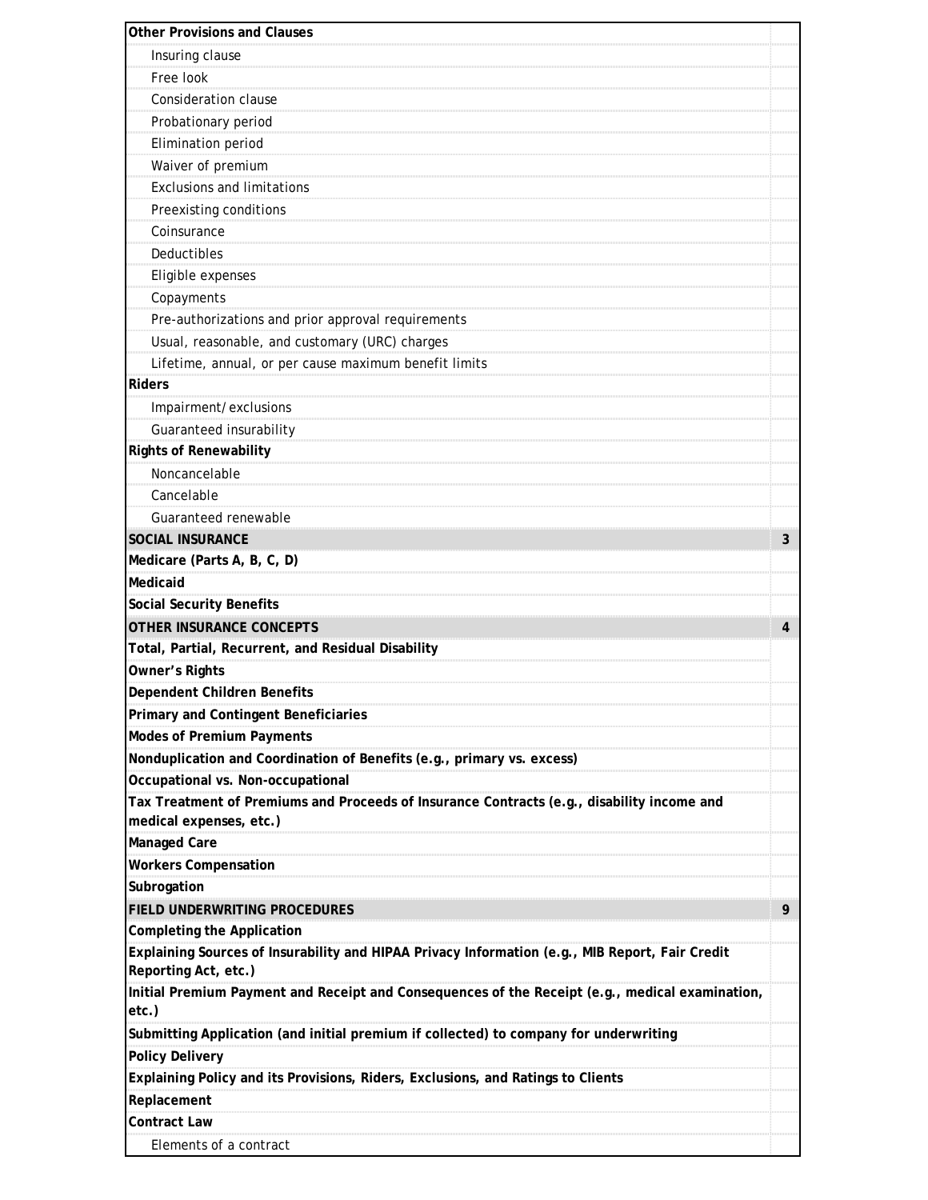| | |
|---|---|
| **Other Provisions and Clauses** | |
| Insuring clause | |
| Free look | |
| Consideration clause | |
| Probationary period | |
| Elimination period | |
| Waiver of premium | |
| Exclusions and limitations | |
| Preexisting conditions | |
| Coinsurance | |
| Deductibles | |
| Eligible expenses | |
| Copayments | |
| Pre-authorizations and prior approval requirements | |
| Usual, reasonable, and customary (URC) charges | |
| Lifetime, annual, or per cause maximum benefit limits | |
| **Riders** | |
| Impairment/exclusions | |
| Guaranteed insurability | |
| **Rights of Renewability** | |
| Noncancelable | |
| Cancelable | |
| Guaranteed renewable | |
| **SOCIAL INSURANCE** | **3** |
| **Medicare (Parts A, B, C, D)** | |
| **Medicaid** | |
| **Social Security Benefits** | |
| **OTHER INSURANCE CONCEPTS** | **4** |
| **Total, Partial, Recurrent, and Residual Disability** | |
| **Owner's Rights** | |
| **Dependent Children Benefits** | |
| **Primary and Contingent Beneficiaries** | |
| **Modes of Premium Payments** | |
| **Nonduplication and Coordination of Benefits (e.g., primary vs. excess)** | |
| **Occupational vs. Non-occupational** | |
| **Tax Treatment of Premiums and Proceeds of Insurance Contracts (e.g., disability income and medical expenses, etc.)** | |
| **Managed Care** | |
| **Workers Compensation** | |
| **Subrogation** | |
| **FIELD UNDERWRITING PROCEDURES** | **9** |
| **Completing the Application** | |
| **Explaining Sources of Insurability and HIPAA Privacy Information (e.g., MIB Report, Fair Credit Reporting Act, etc.)** | |
| **Initial Premium Payment and Receipt and Consequences of the Receipt (e.g., medical examination, etc.)** | |
| **Submitting Application (and initial premium if collected) to company for underwriting** | |
| **Policy Delivery** | |
| **Explaining Policy and its Provisions, Riders, Exclusions, and Ratings to Clients** | |
| **Replacement** | |
| **Contract Law** | |
| Elements of a contract | |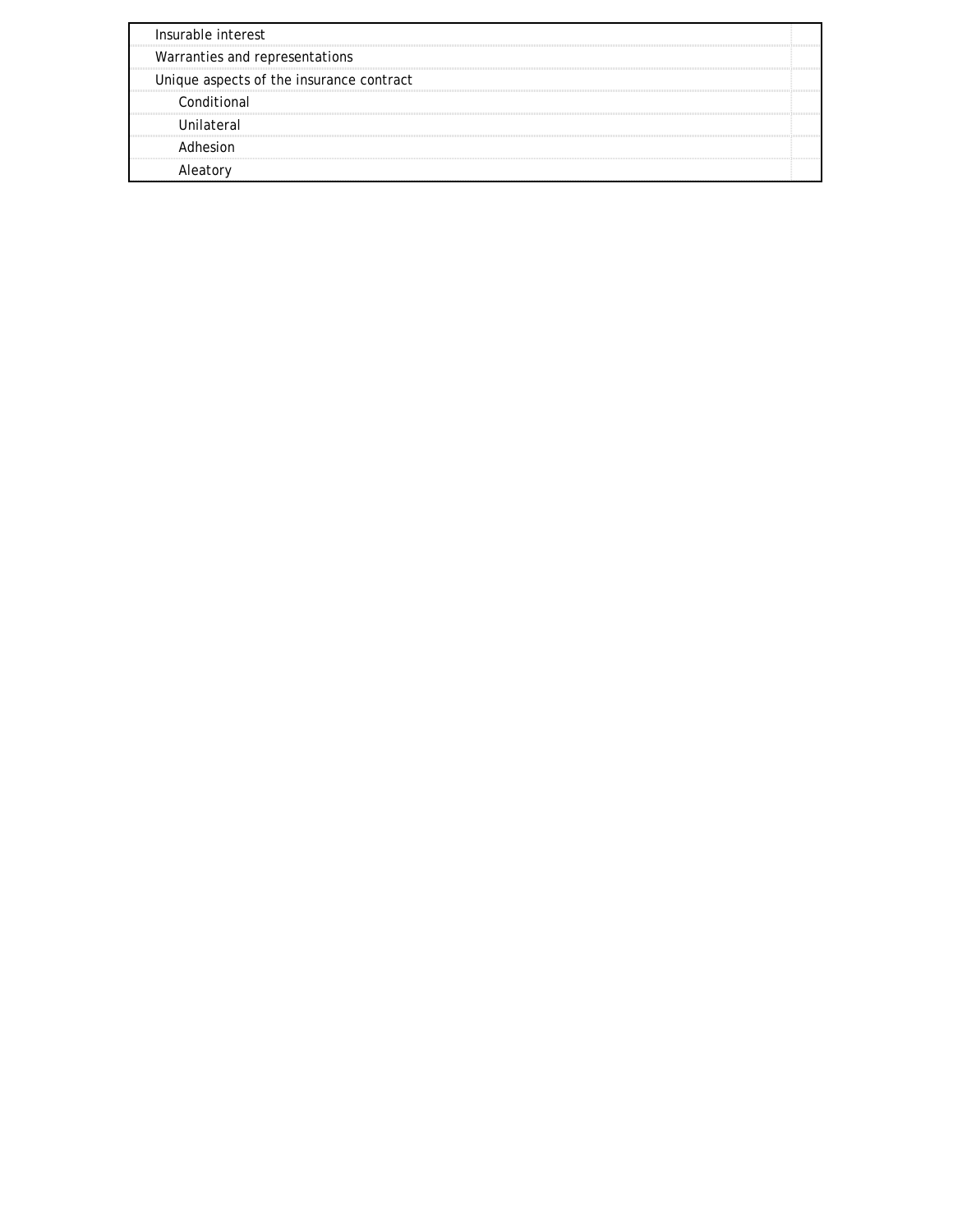| | |
|---|---|
| Insurable interest | |
| Warranties and representations | |
| Unique aspects of the insurance contract | |
| Conditional | |
| Unilateral | |
| Adhesion | |
| Aleatory | |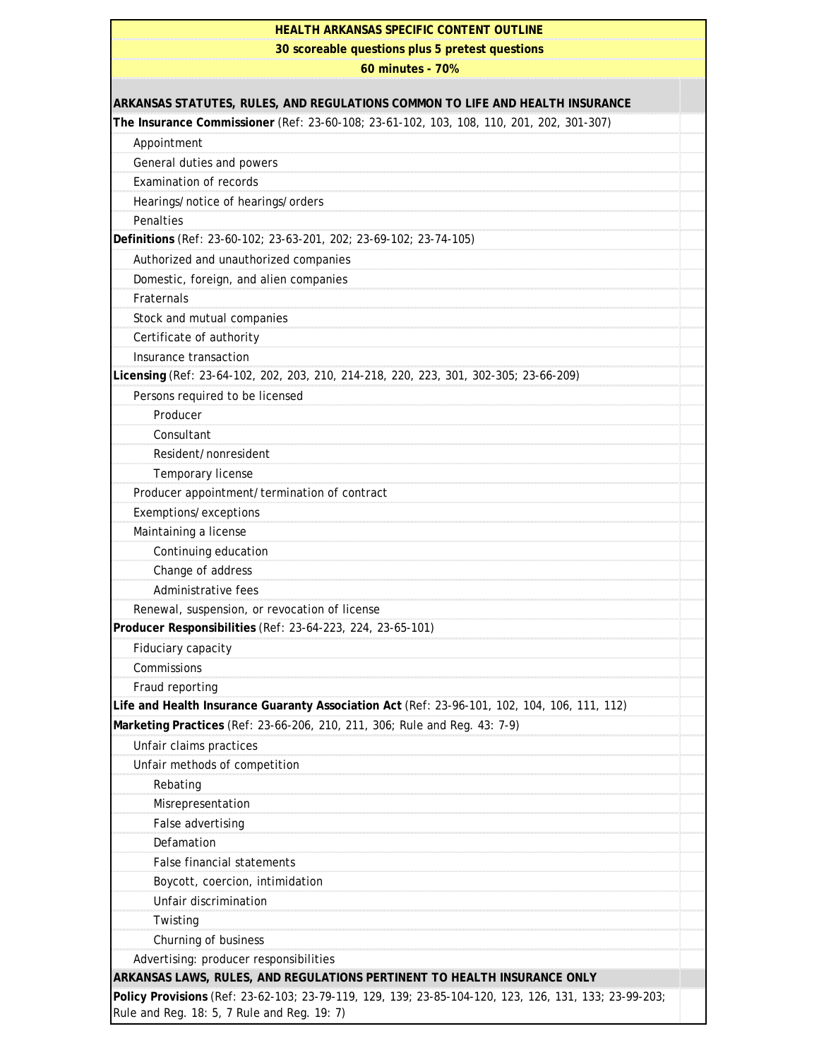# HEALTH ARKANSAS SPECIFIC CONTENT OUTLINE

**30 scoreable questions plus 5 pretest questions**

**60 minutes - 70%**

## ARKANSAS STATUTES, RULES, AND REGULATIONS COMMON TO LIFE AND HEALTH INSURANCE

**The Insurance Commissioner** (Ref: 23-60-108; 23-61-102, 103, 108, 110, 201, 202, 301-307)

- Appointment
- General duties and powers
- Examination of records
- Hearings/notice of hearings/orders
- Penalties

**Definitions** (Ref: 23-60-102; 23-63-201, 202; 23-69-102; 23-74-105)

- Authorized and unauthorized companies
- Domestic, foreign, and alien companies
- Fraternals
- Stock and mutual companies
- Certificate of authority
- Insurance transaction

**Licensing** (Ref: 23-64-102, 202, 203, 210, 214-218, 220, 223, 301, 302-305; 23-66-209)

- Persons required to be licensed
  - Producer
  - Consultant
  - Resident/nonresident
  - Temporary license
- Producer appointment/termination of contract
- Exemptions/exceptions
- Maintaining a license
  - Continuing education
  - Change of address
  - Administrative fees
- Renewal, suspension, or revocation of license

**Producer Responsibilities** (Ref: 23-64-223, 224, 23-65-101)

- Fiduciary capacity
- Commissions
- Fraud reporting

**Life and Health Insurance Guaranty Association Act** (Ref: 23-96-101, 102, 104, 106, 111, 112)

**Marketing Practices** (Ref: 23-66-206, 210, 211, 306; Rule and Reg. 43: 7-9)

- Unfair claims practices
- Unfair methods of competition
  - Rebating
  - Misrepresentation
  - False advertising
  - Defamation
  - False financial statements
  - Boycott, coercion, intimidation
  - Unfair discrimination
  - Twisting
  - Churning of business
- Advertising: producer responsibilities

## ARKANSAS LAWS, RULES, AND REGULATIONS PERTINENT TO HEALTH INSURANCE ONLY

**Policy Provisions** (Ref: 23-62-103; 23-79-119, 129, 139; 23-85-104-120, 123, 126, 131, 133; 23-99-203; Rule and Reg. 18: 5, 7 Rule and Reg. 19: 7)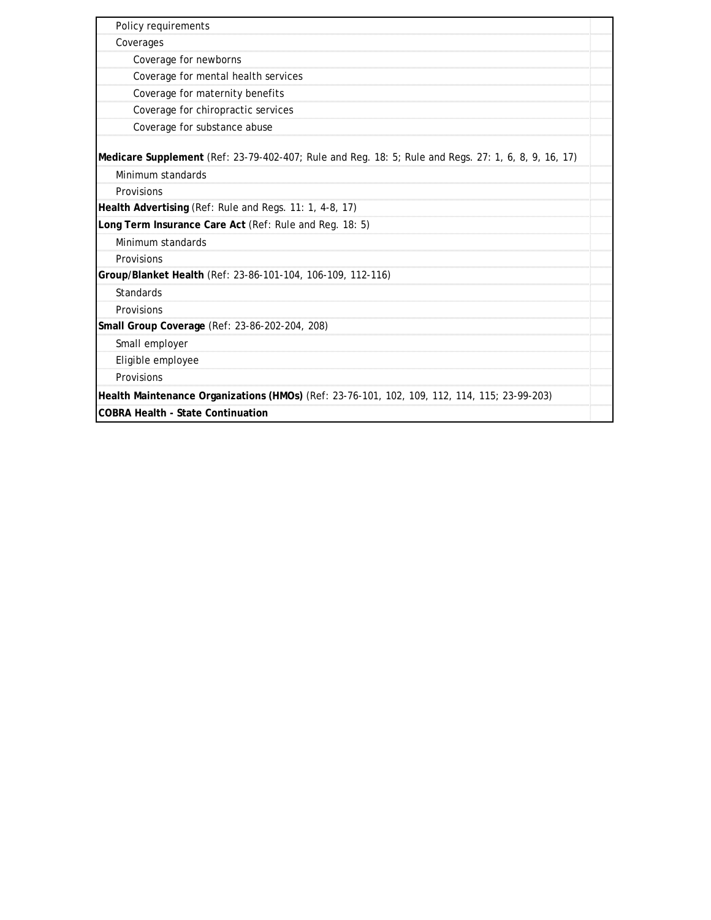| | |
|---|---|
| Policy requirements | |
| Coverages | |
| Coverage for newborns | |
| Coverage for mental health services | |
| Coverage for maternity benefits | |
| Coverage for chiropractic services | |
| Coverage for substance abuse | |
| | |
| **Medicare Supplement** (Ref: 23-79-402-407; Rule and Reg. 18: 5; Rule and Regs. 27: 1, 6, 8, 9, 16, 17) | |
| Minimum standards | |
| Provisions | |
| **Health Advertising** (Ref: Rule and Regs. 11: 1, 4-8, 17) | |
| **Long Term Insurance Care Act** (Ref: Rule and Reg. 18: 5) | |
| Minimum standards | |
| Provisions | |
| **Group/Blanket Health** (Ref: 23-86-101-104, 106-109, 112-116) | |
| Standards | |
| Provisions | |
| **Small Group Coverage** (Ref: 23-86-202-204, 208) | |
| Small employer | |
| Eligible employee | |
| Provisions | |
| **Health Maintenance Organizations (HMOs)** (Ref: 23-76-101, 102, 109, 112, 114, 115; 23-99-203) | |
| **COBRA Health - State Continuation** | |